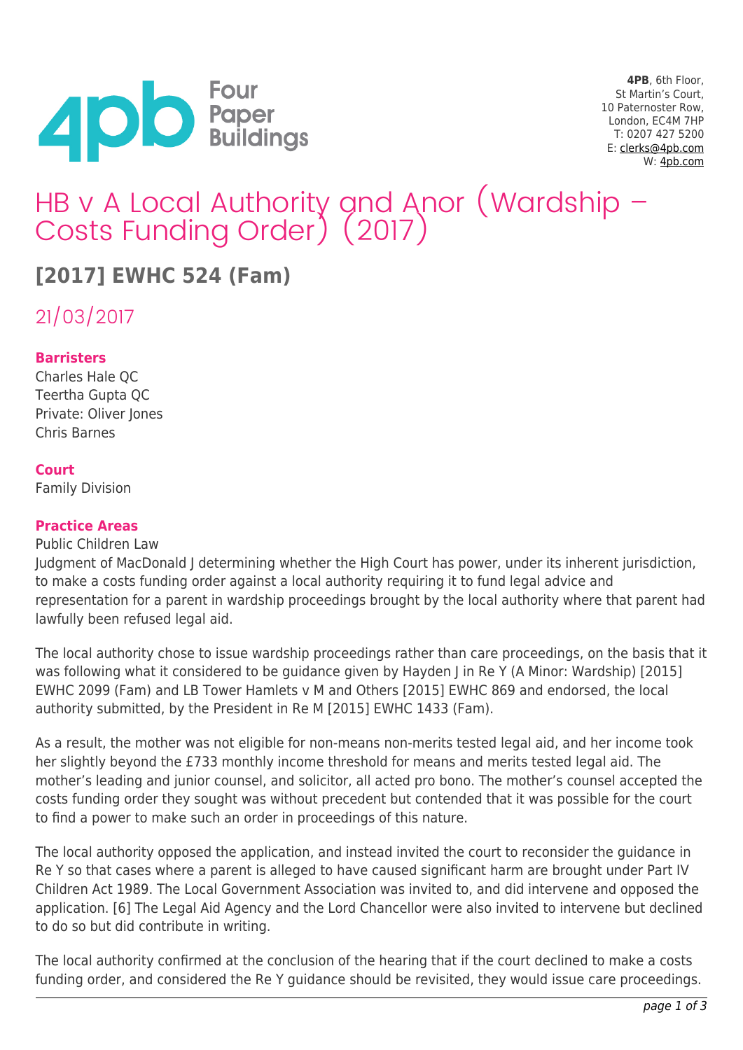**4PB**, 6th Floor,
St Martin's Court,
10 Paternoster Row,
London, EC4M 7HP
T: 0207 427 5200
E: clerks@4pb.com
W: 4pb.com

# HB v A Local Authority and Anor (Wardship – Costs Funding Order) (2017)

## [2017] EWHC 524 (Fam)

21/03/2017

**Barristers**
Charles Hale QC
Teertha Gupta QC
Private: Oliver Jones
Chris Barnes

**Court**
Family Division

**Practice Areas**
Public Children Law

Judgment of MacDonald J determining whether the High Court has power, under its inherent jurisdiction, to make a costs funding order against a local authority requiring it to fund legal advice and representation for a parent in wardship proceedings brought by the local authority where that parent had lawfully been refused legal aid.

The local authority chose to issue wardship proceedings rather than care proceedings, on the basis that it was following what it considered to be guidance given by Hayden J in Re Y (A Minor: Wardship) [2015] EWHC 2099 (Fam) and LB Tower Hamlets v M and Others [2015] EWHC 869 and endorsed, the local authority submitted, by the President in Re M [2015] EWHC 1433 (Fam).

As a result, the mother was not eligible for non-means non-merits tested legal aid, and her income took her slightly beyond the £733 monthly income threshold for means and merits tested legal aid. The mother's leading and junior counsel, and solicitor, all acted pro bono. The mother's counsel accepted the costs funding order they sought was without precedent but contended that it was possible for the court to find a power to make such an order in proceedings of this nature.

The local authority opposed the application, and instead invited the court to reconsider the guidance in Re Y so that cases where a parent is alleged to have caused significant harm are brought under Part IV Children Act 1989. The Local Government Association was invited to, and did intervene and opposed the application. [6] The Legal Aid Agency and the Lord Chancellor were also invited to intervene but declined to do so but did contribute in writing.

The local authority confirmed at the conclusion of the hearing that if the court declined to make a costs funding order, and considered the Re Y guidance should be revisited, they would issue care proceedings.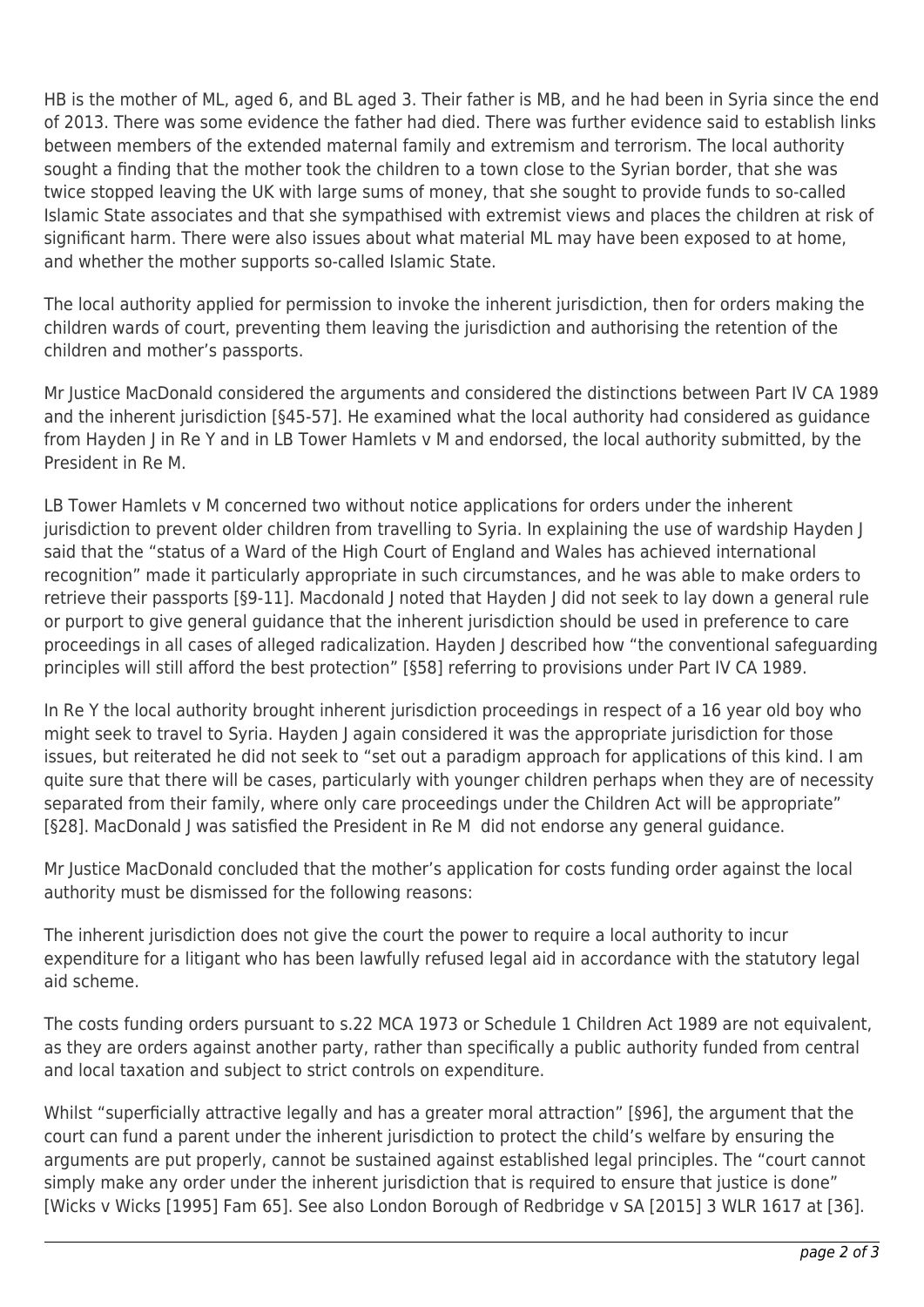HB is the mother of ML, aged 6, and BL aged 3. Their father is MB, and he had been in Syria since the end of 2013. There was some evidence the father had died. There was further evidence said to establish links between members of the extended maternal family and extremism and terrorism. The local authority sought a finding that the mother took the children to a town close to the Syrian border, that she was twice stopped leaving the UK with large sums of money, that she sought to provide funds to so-called Islamic State associates and that she sympathised with extremist views and places the children at risk of significant harm. There were also issues about what material ML may have been exposed to at home, and whether the mother supports so-called Islamic State.

The local authority applied for permission to invoke the inherent jurisdiction, then for orders making the children wards of court, preventing them leaving the jurisdiction and authorising the retention of the children and mother's passports.

Mr Justice MacDonald considered the arguments and considered the distinctions between Part IV CA 1989 and the inherent jurisdiction [§45-57]. He examined what the local authority had considered as guidance from Hayden J in Re Y and in LB Tower Hamlets v M and endorsed, the local authority submitted, by the President in Re M.

LB Tower Hamlets v M concerned two without notice applications for orders under the inherent jurisdiction to prevent older children from travelling to Syria. In explaining the use of wardship Hayden J said that the "status of a Ward of the High Court of England and Wales has achieved international recognition" made it particularly appropriate in such circumstances, and he was able to make orders to retrieve their passports [§9-11]. Macdonald J noted that Hayden J did not seek to lay down a general rule or purport to give general guidance that the inherent jurisdiction should be used in preference to care proceedings in all cases of alleged radicalization. Hayden J described how "the conventional safeguarding principles will still afford the best protection" [§58] referring to provisions under Part IV CA 1989.

In Re Y the local authority brought inherent jurisdiction proceedings in respect of a 16 year old boy who might seek to travel to Syria. Hayden J again considered it was the appropriate jurisdiction for those issues, but reiterated he did not seek to "set out a paradigm approach for applications of this kind. I am quite sure that there will be cases, particularly with younger children perhaps when they are of necessity separated from their family, where only care proceedings under the Children Act will be appropriate" [§28]. MacDonald J was satisfied the President in Re M did not endorse any general guidance.

Mr Justice MacDonald concluded that the mother's application for costs funding order against the local authority must be dismissed for the following reasons:

The inherent jurisdiction does not give the court the power to require a local authority to incur expenditure for a litigant who has been lawfully refused legal aid in accordance with the statutory legal aid scheme.

The costs funding orders pursuant to s.22 MCA 1973 or Schedule 1 Children Act 1989 are not equivalent, as they are orders against another party, rather than specifically a public authority funded from central and local taxation and subject to strict controls on expenditure.

Whilst "superficially attractive legally and has a greater moral attraction" [§96], the argument that the court can fund a parent under the inherent jurisdiction to protect the child's welfare by ensuring the arguments are put properly, cannot be sustained against established legal principles. The "court cannot simply make any order under the inherent jurisdiction that is required to ensure that justice is done" [Wicks v Wicks [1995] Fam 65]. See also London Borough of Redbridge v SA [2015] 3 WLR 1617 at [36].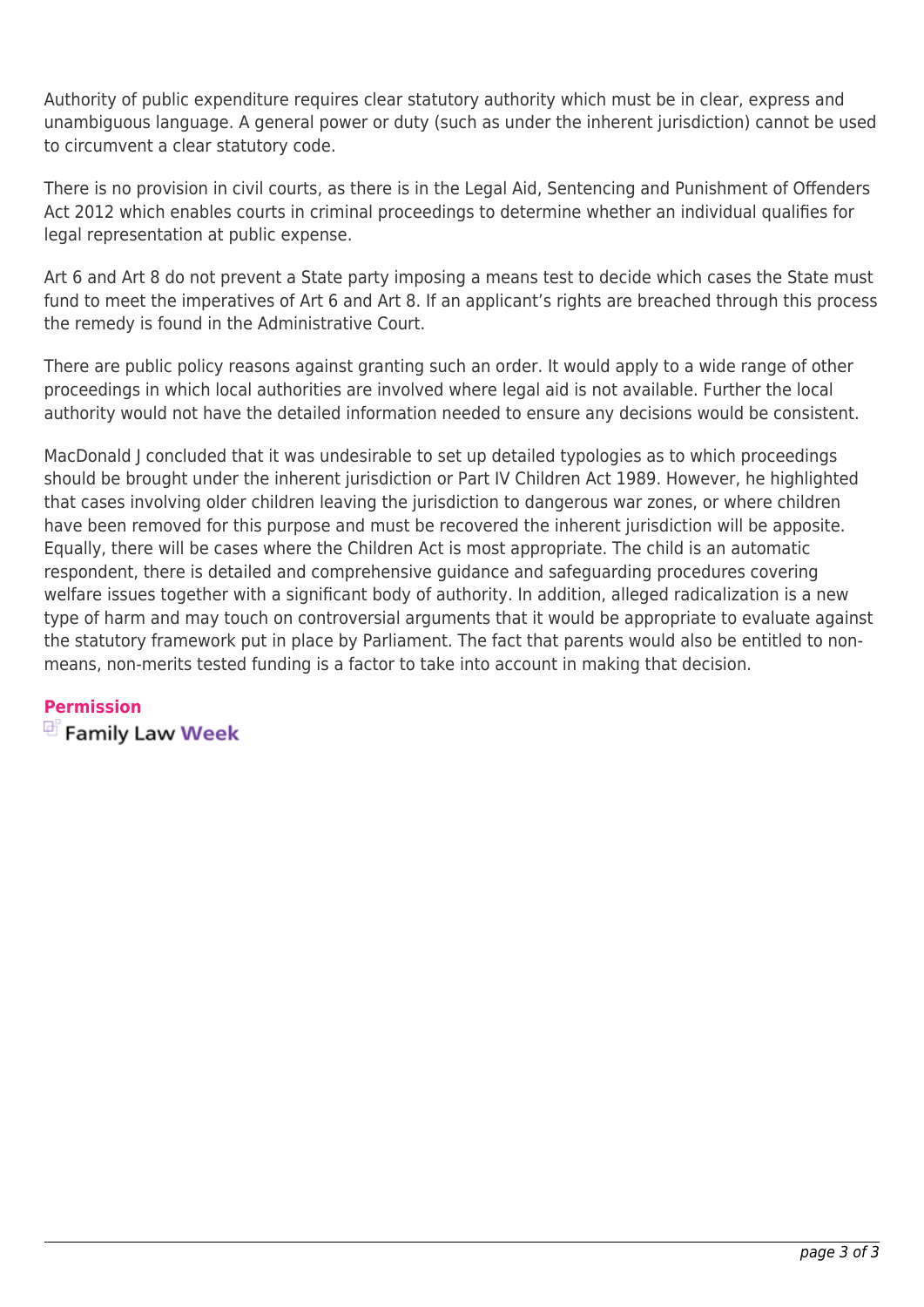Authority of public expenditure requires clear statutory authority which must be in clear, express and unambiguous language. A general power or duty (such as under the inherent jurisdiction) cannot be used to circumvent a clear statutory code.

There is no provision in civil courts, as there is in the Legal Aid, Sentencing and Punishment of Offenders Act 2012 which enables courts in criminal proceedings to determine whether an individual qualifies for legal representation at public expense.

Art 6 and Art 8 do not prevent a State party imposing a means test to decide which cases the State must fund to meet the imperatives of Art 6 and Art 8. If an applicant's rights are breached through this process the remedy is found in the Administrative Court.

There are public policy reasons against granting such an order. It would apply to a wide range of other proceedings in which local authorities are involved where legal aid is not available. Further the local authority would not have the detailed information needed to ensure any decisions would be consistent.

MacDonald J concluded that it was undesirable to set up detailed typologies as to which proceedings should be brought under the inherent jurisdiction or Part IV Children Act 1989. However, he highlighted that cases involving older children leaving the jurisdiction to dangerous war zones, or where children have been removed for this purpose and must be recovered the inherent jurisdiction will be apposite. Equally, there will be cases where the Children Act is most appropriate. The child is an automatic respondent, there is detailed and comprehensive guidance and safeguarding procedures covering welfare issues together with a significant body of authority. In addition, alleged radicalization is a new type of harm and may touch on controversial arguments that it would be appropriate to evaluate against the statutory framework put in place by Parliament. The fact that parents would also be entitled to non-means, non-merits tested funding is a factor to take into account in making that decision.

**Permission**

Family Law Week